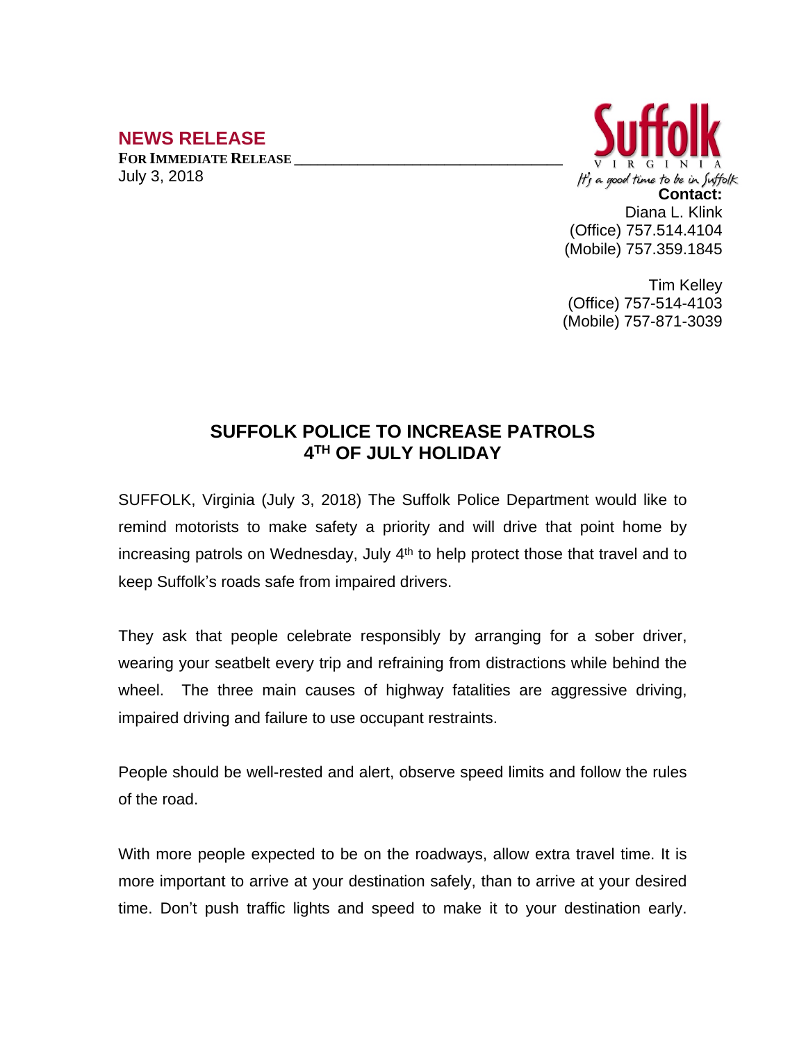## NEWS RELEASE

**FOR IMMEDIATE RELEASE**

July 3, 2018

Suffolk
VIRGINIA
*It's a good time to be in Suffolk*

**Contact:**
Diana L. Klink
(Office) 757.514.4104
(Mobile) 757.359.1845

Tim Kelley
(Office) 757-514-4103
(Mobile) 757-871-3039

# SUFFOLK POLICE TO INCREASE PATROLS 4TH OF JULY HOLIDAY

SUFFOLK, Virginia (July 3, 2018) The Suffolk Police Department would like to remind motorists to make safety a priority and will drive that point home by increasing patrols on Wednesday, July 4th to help protect those that travel and to keep Suffolk's roads safe from impaired drivers.

They ask that people celebrate responsibly by arranging for a sober driver, wearing your seatbelt every trip and refraining from distractions while behind the wheel. The three main causes of highway fatalities are aggressive driving, impaired driving and failure to use occupant restraints.

People should be well-rested and alert, observe speed limits and follow the rules of the road.

With more people expected to be on the roadways, allow extra travel time. It is more important to arrive at your destination safely, than to arrive at your desired time. Don't push traffic lights and speed to make it to your destination early.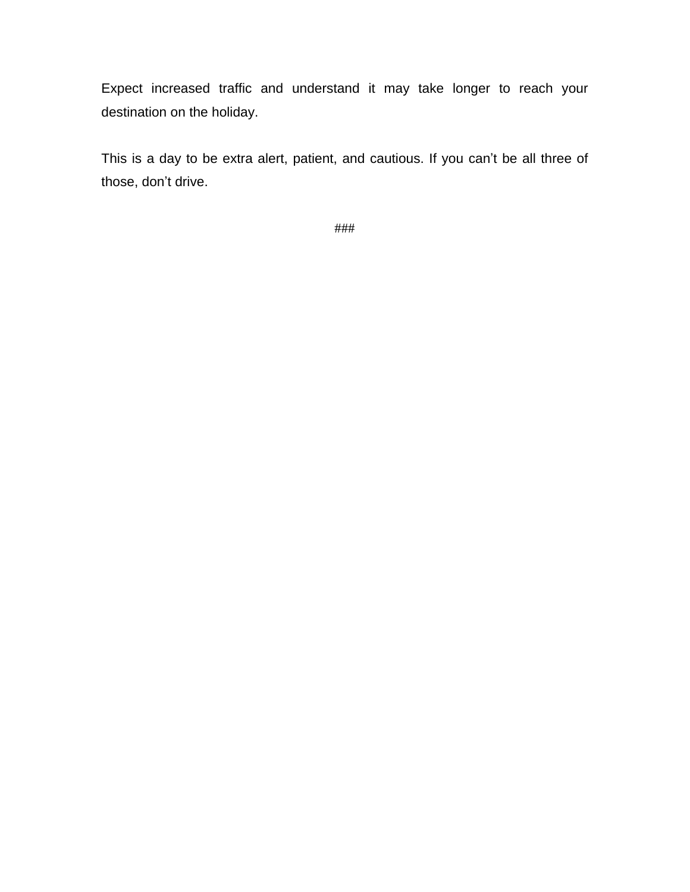Expect increased traffic and understand it may take longer to reach your destination on the holiday.

This is a day to be extra alert, patient, and cautious. If you can’t be all three of those, don’t drive.

###